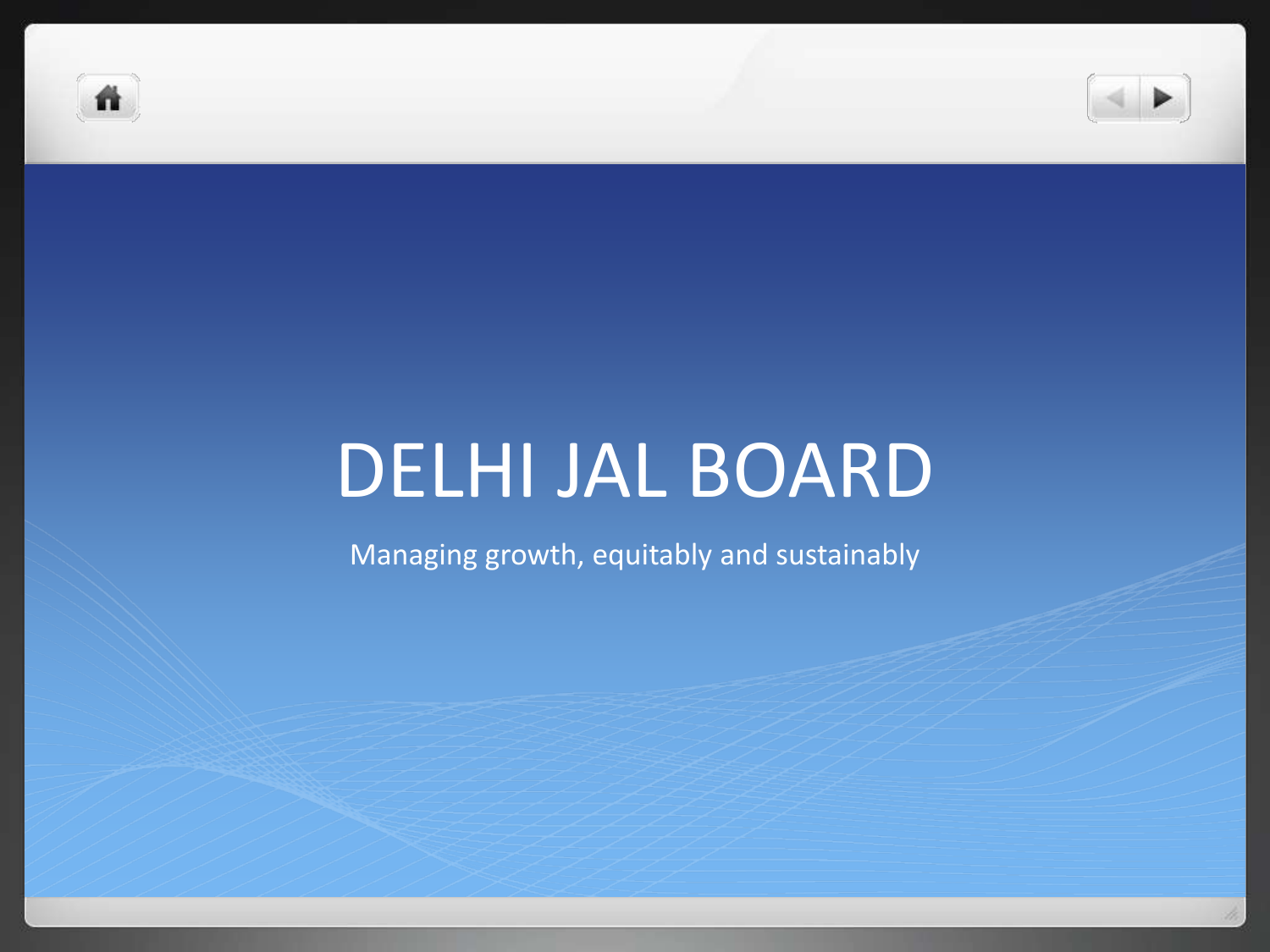# DELHI JAL BOARD

Managing growth, equitably and sustainably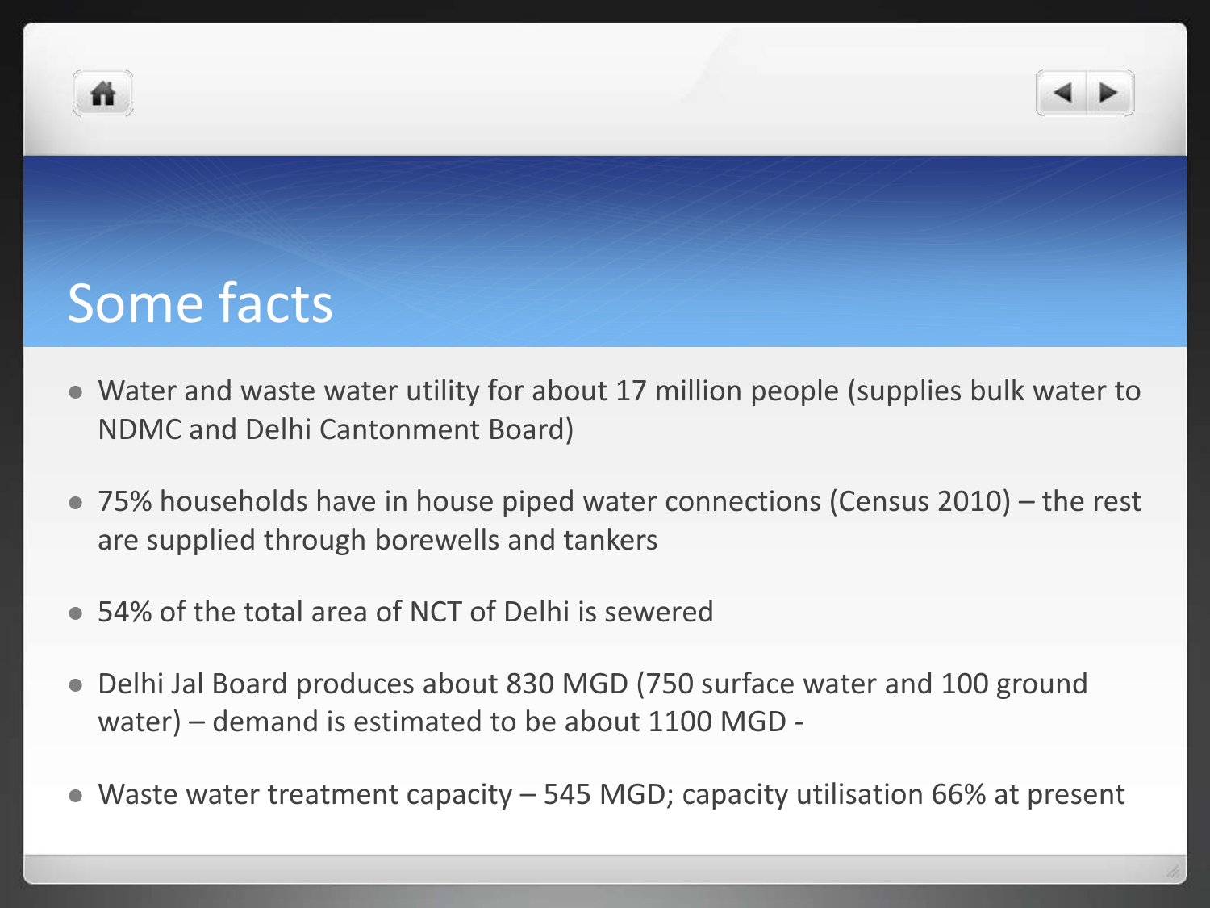# Some facts

- Water and waste water utility for about 17 million people (supplies bulk water to NDMC and Delhi Cantonment Board)
- 75% households have in house piped water connections (Census 2010) – the rest are supplied through borewells and tankers
- 54% of the total area of NCT of Delhi is sewered
- Delhi Jal Board produces about 830 MGD (750 surface water and 100 ground water) – demand is estimated to be about 1100 MGD -
- Waste water treatment capacity – 545 MGD; capacity utilisation 66% at present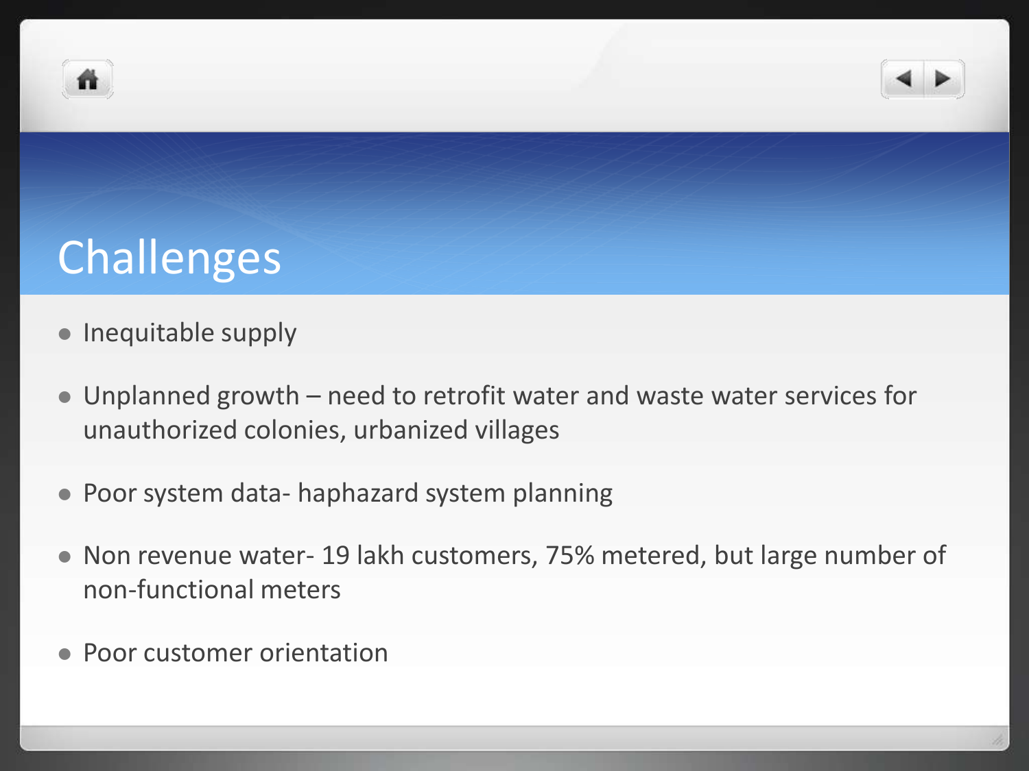# Challenges

- Inequitable supply
- Unplanned growth – need to retrofit water and waste water services for unauthorized colonies, urbanized villages
- Poor system data- haphazard system planning
- Non revenue water- 19 lakh customers, 75% metered, but large number of non-functional meters
- Poor customer orientation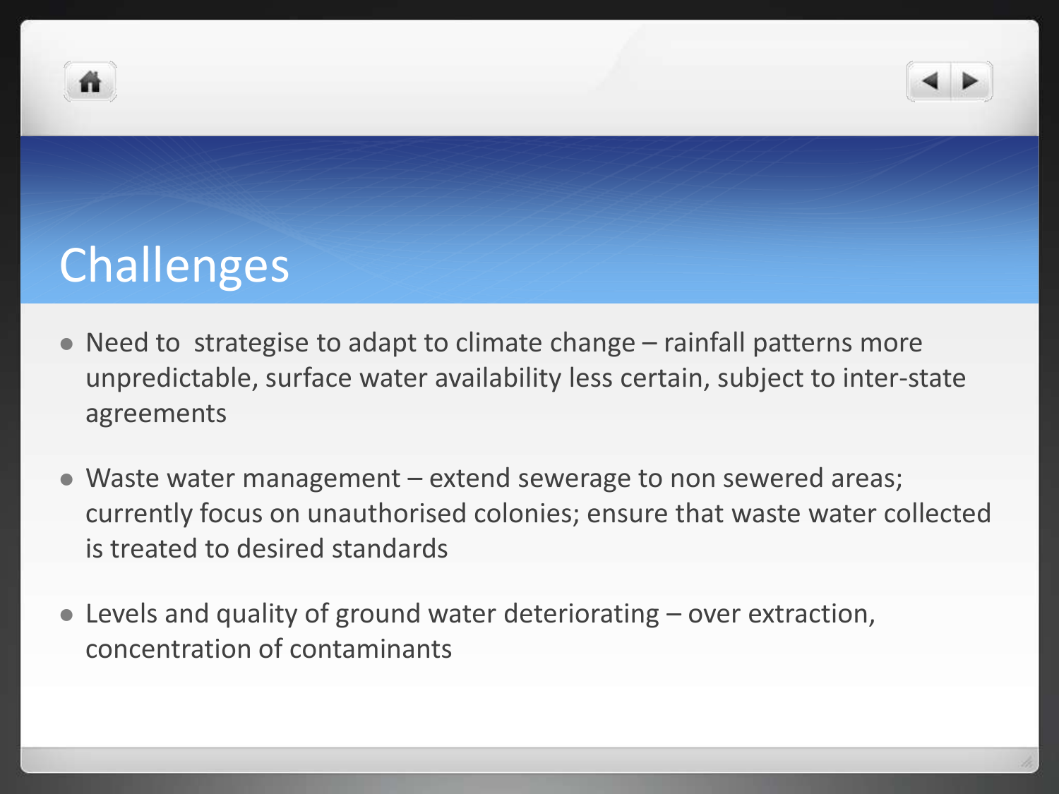# Challenges

- Need to  strategise to adapt to climate change – rainfall patterns more unpredictable, surface water availability less certain, subject to inter-state agreements

- Waste water management – extend sewerage to non sewered areas; currently focus on unauthorised colonies; ensure that waste water collected is treated to desired standards

- Levels and quality of ground water deteriorating – over extraction, concentration of contaminants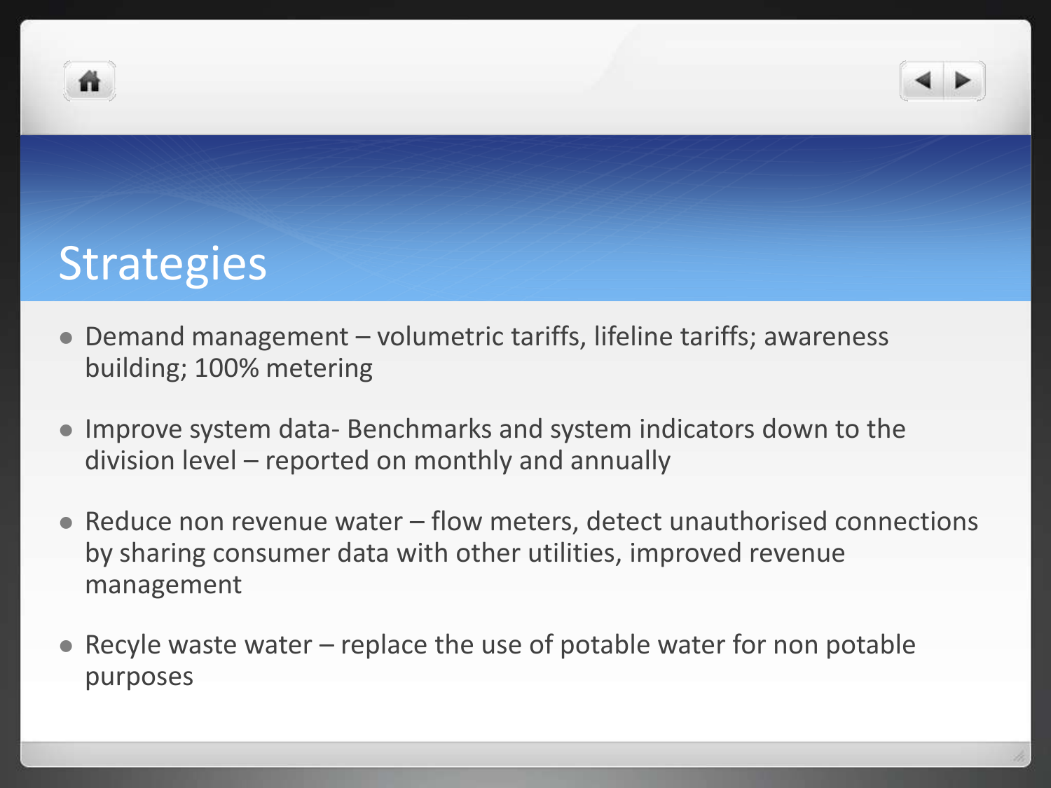# Strategies

- Demand management – volumetric tariffs, lifeline tariffs; awareness building; 100% metering
- Improve system data- Benchmarks and system indicators down to the division level – reported on monthly and annually
- Reduce non revenue water – flow meters, detect unauthorised connections by sharing consumer data with other utilities, improved revenue management
- Recyle waste water – replace the use of potable water for non potable purposes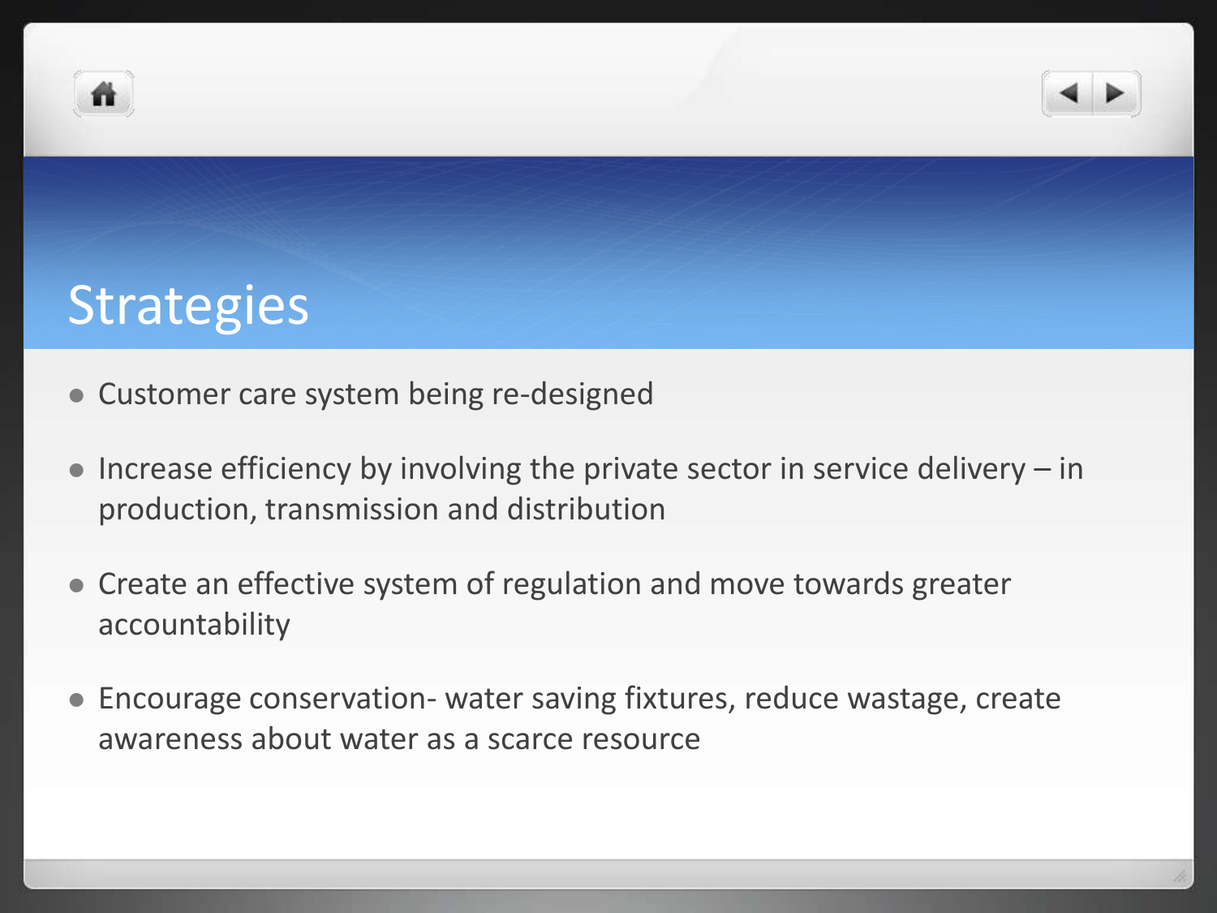# Strategies

- Customer care system being re-designed
- Increase efficiency by involving the private sector in service delivery – in production, transmission and distribution
- Create an effective system of regulation and move towards greater accountability
- Encourage conservation- water saving fixtures, reduce wastage, create awareness about water as a scarce resource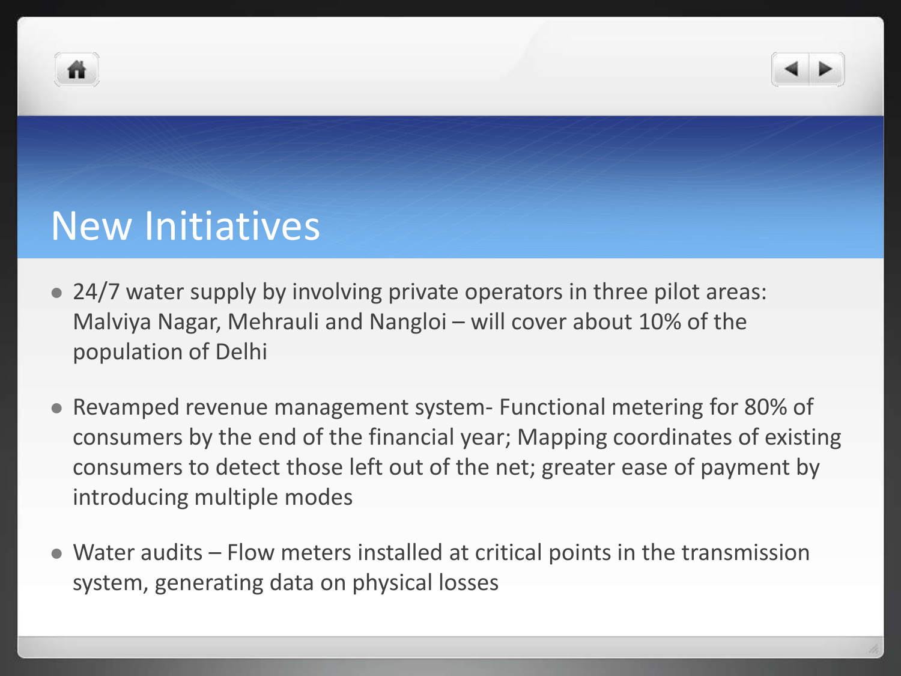# New Initiatives

- 24/7 water supply by involving private operators in three pilot areas: Malviya Nagar, Mehrauli and Nangloi – will cover about 10% of the population of Delhi
- Revamped revenue management system- Functional metering for 80% of consumers by the end of the financial year; Mapping coordinates of existing consumers to detect those left out of the net; greater ease of payment by introducing multiple modes
- Water audits – Flow meters installed at critical points in the transmission system, generating data on physical losses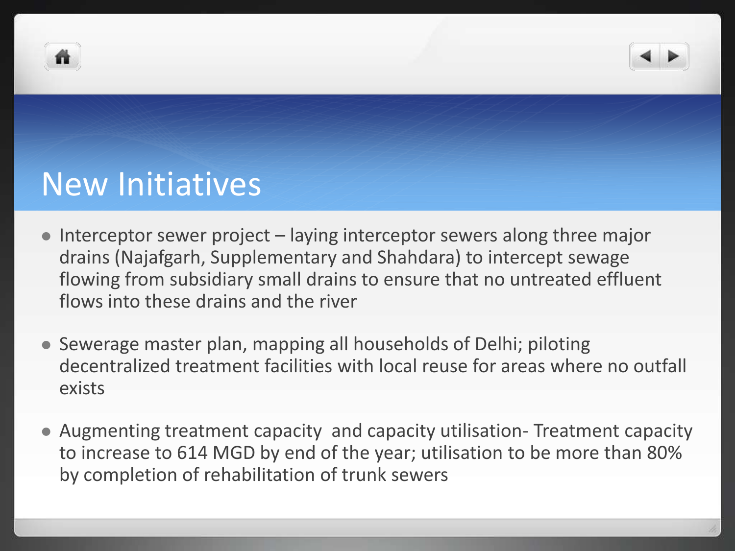# New Initiatives

- Interceptor sewer project – laying interceptor sewers along three major drains (Najafgarh, Supplementary and Shahdara) to intercept sewage flowing from subsidiary small drains to ensure that no untreated effluent flows into these drains and the river
- Sewerage master plan, mapping all households of Delhi; piloting decentralized treatment facilities with local reuse for areas where no outfall exists
- Augmenting treatment capacity and capacity utilisation- Treatment capacity to increase to 614 MGD by end of the year; utilisation to be more than 80% by completion of rehabilitation of trunk sewers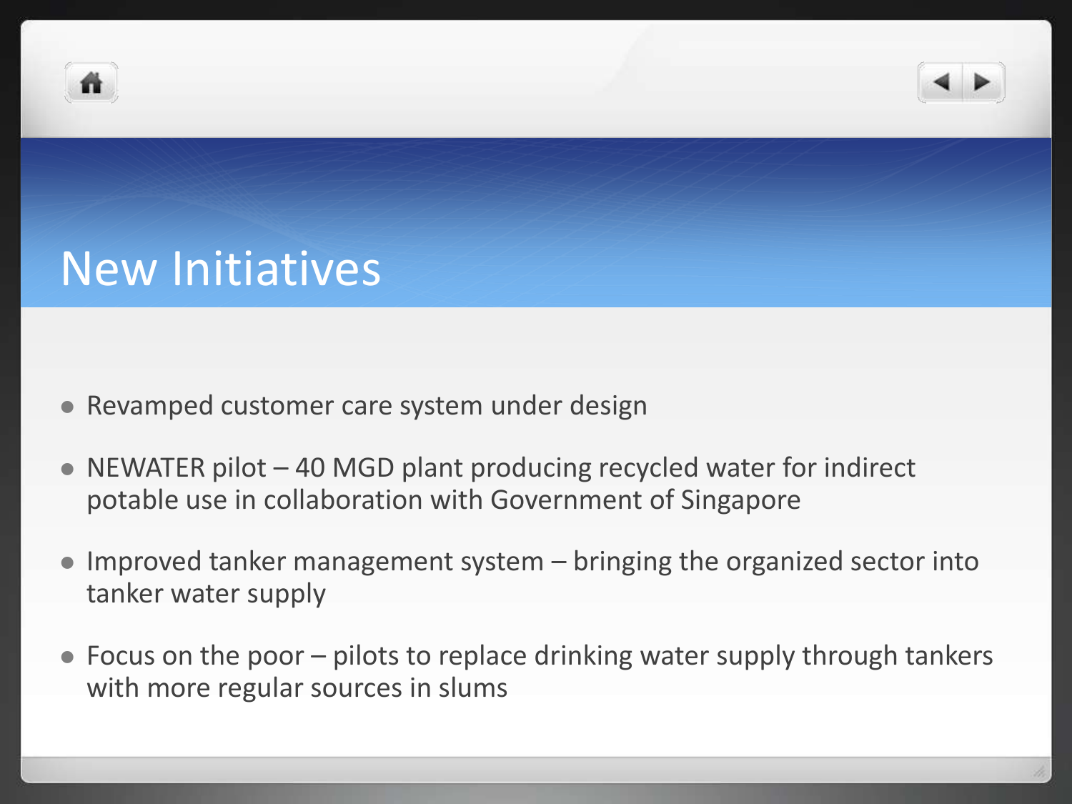# New Initiatives

- Revamped customer care system under design
- NEWATER pilot – 40 MGD plant producing recycled water for indirect potable use in collaboration with Government of Singapore
- Improved tanker management system – bringing the organized sector into tanker water supply
- Focus on the poor – pilots to replace drinking water supply through tankers with more regular sources in slums